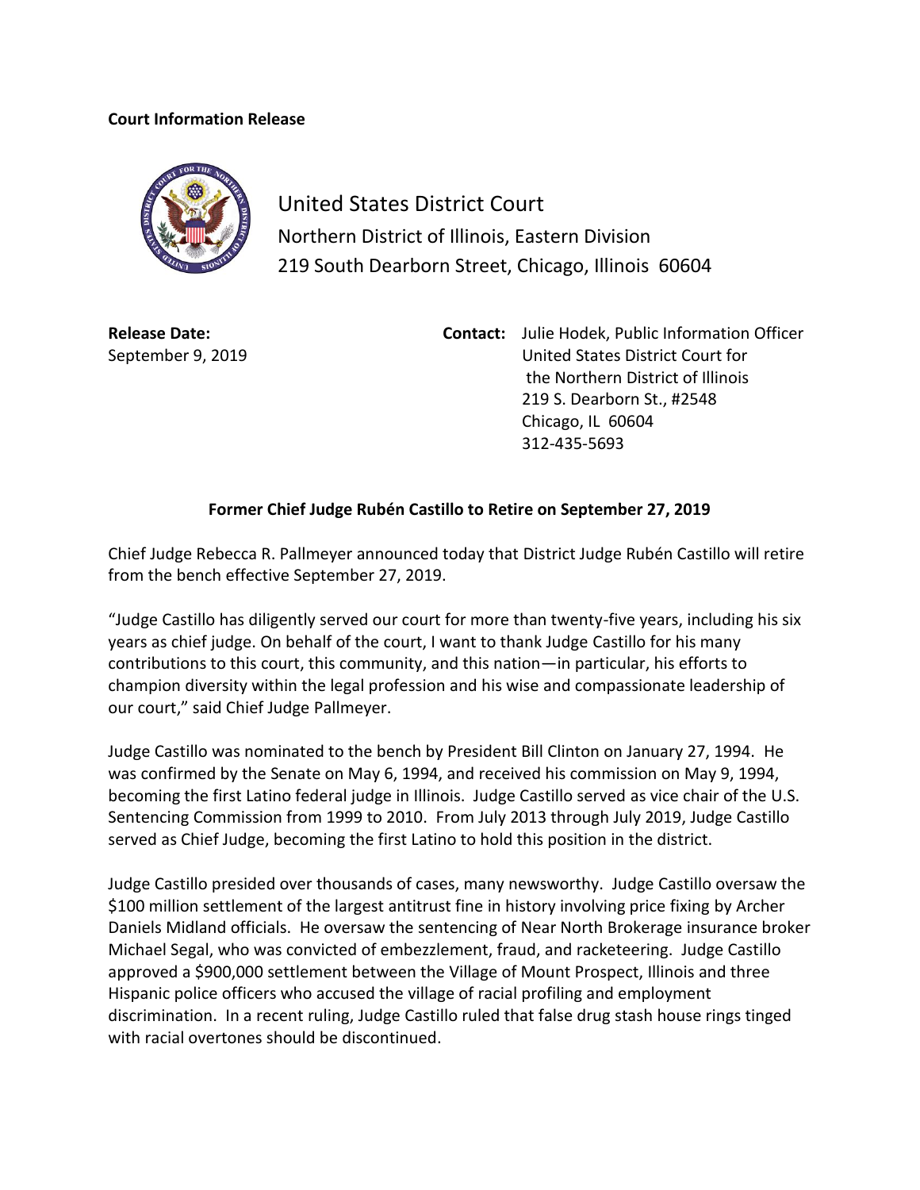**Court Information Release**

United States District Court
Northern District of Illinois, Eastern Division
219 South Dearborn Street, Chicago, Illinois 60604

**Release Date:**
September 9, 2019

**Contact:** Julie Hodek, Public Information Officer
United States District Court for
the Northern District of Illinois
219 S. Dearborn St., #2548
Chicago, IL 60604
312-435-5693

**Former Chief Judge Rubén Castillo to Retire on September 27, 2019**

Chief Judge Rebecca R. Pallmeyer announced today that District Judge Rubén Castillo will retire from the bench effective September 27, 2019.

"Judge Castillo has diligently served our court for more than twenty-five years, including his six years as chief judge. On behalf of the court, I want to thank Judge Castillo for his many contributions to this court, this community, and this nation—in particular, his efforts to champion diversity within the legal profession and his wise and compassionate leadership of our court," said Chief Judge Pallmeyer.

Judge Castillo was nominated to the bench by President Bill Clinton on January 27, 1994. He was confirmed by the Senate on May 6, 1994, and received his commission on May 9, 1994, becoming the first Latino federal judge in Illinois. Judge Castillo served as vice chair of the U.S. Sentencing Commission from 1999 to 2010. From July 2013 through July 2019, Judge Castillo served as Chief Judge, becoming the first Latino to hold this position in the district.

Judge Castillo presided over thousands of cases, many newsworthy. Judge Castillo oversaw the $100 million settlement of the largest antitrust fine in history involving price fixing by Archer Daniels Midland officials. He oversaw the sentencing of Near North Brokerage insurance broker Michael Segal, who was convicted of embezzlement, fraud, and racketeering. Judge Castillo approved a $900,000 settlement between the Village of Mount Prospect, Illinois and three Hispanic police officers who accused the village of racial profiling and employment discrimination. In a recent ruling, Judge Castillo ruled that false drug stash house rings tinged with racial overtones should be discontinued.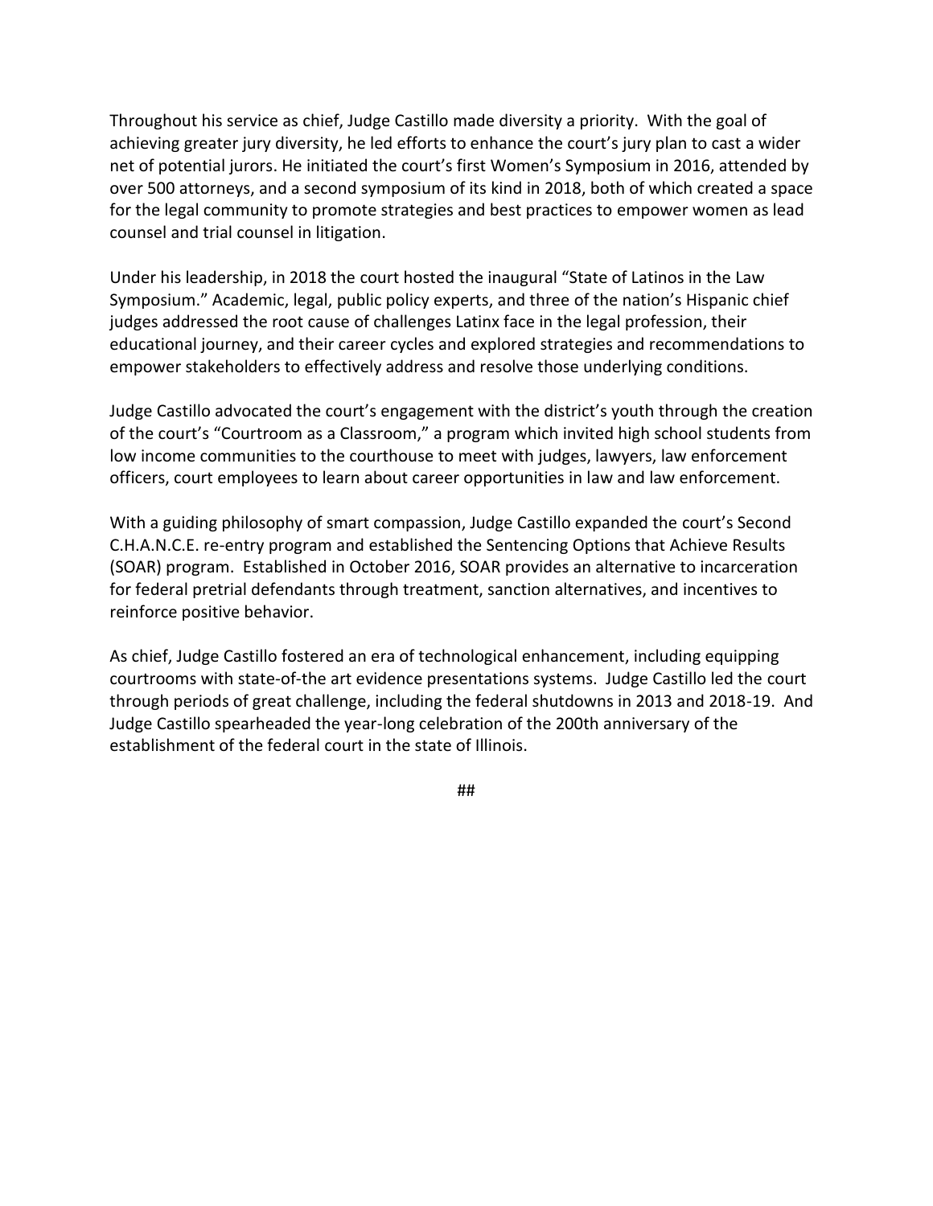Throughout his service as chief, Judge Castillo made diversity a priority. With the goal of achieving greater jury diversity, he led efforts to enhance the court's jury plan to cast a wider net of potential jurors. He initiated the court's first Women's Symposium in 2016, attended by over 500 attorneys, and a second symposium of its kind in 2018, both of which created a space for the legal community to promote strategies and best practices to empower women as lead counsel and trial counsel in litigation.

Under his leadership, in 2018 the court hosted the inaugural "State of Latinos in the Law Symposium." Academic, legal, public policy experts, and three of the nation's Hispanic chief judges addressed the root cause of challenges Latinx face in the legal profession, their educational journey, and their career cycles and explored strategies and recommendations to empower stakeholders to effectively address and resolve those underlying conditions.

Judge Castillo advocated the court's engagement with the district's youth through the creation of the court's "Courtroom as a Classroom," a program which invited high school students from low income communities to the courthouse to meet with judges, lawyers, law enforcement officers, court employees to learn about career opportunities in law and law enforcement.

With a guiding philosophy of smart compassion, Judge Castillo expanded the court's Second C.H.A.N.C.E. re-entry program and established the Sentencing Options that Achieve Results (SOAR) program. Established in October 2016, SOAR provides an alternative to incarceration for federal pretrial defendants through treatment, sanction alternatives, and incentives to reinforce positive behavior.

As chief, Judge Castillo fostered an era of technological enhancement, including equipping courtrooms with state-of-the art evidence presentations systems. Judge Castillo led the court through periods of great challenge, including the federal shutdowns in 2013 and 2018-19. And Judge Castillo spearheaded the year-long celebration of the 200th anniversary of the establishment of the federal court in the state of Illinois.

##